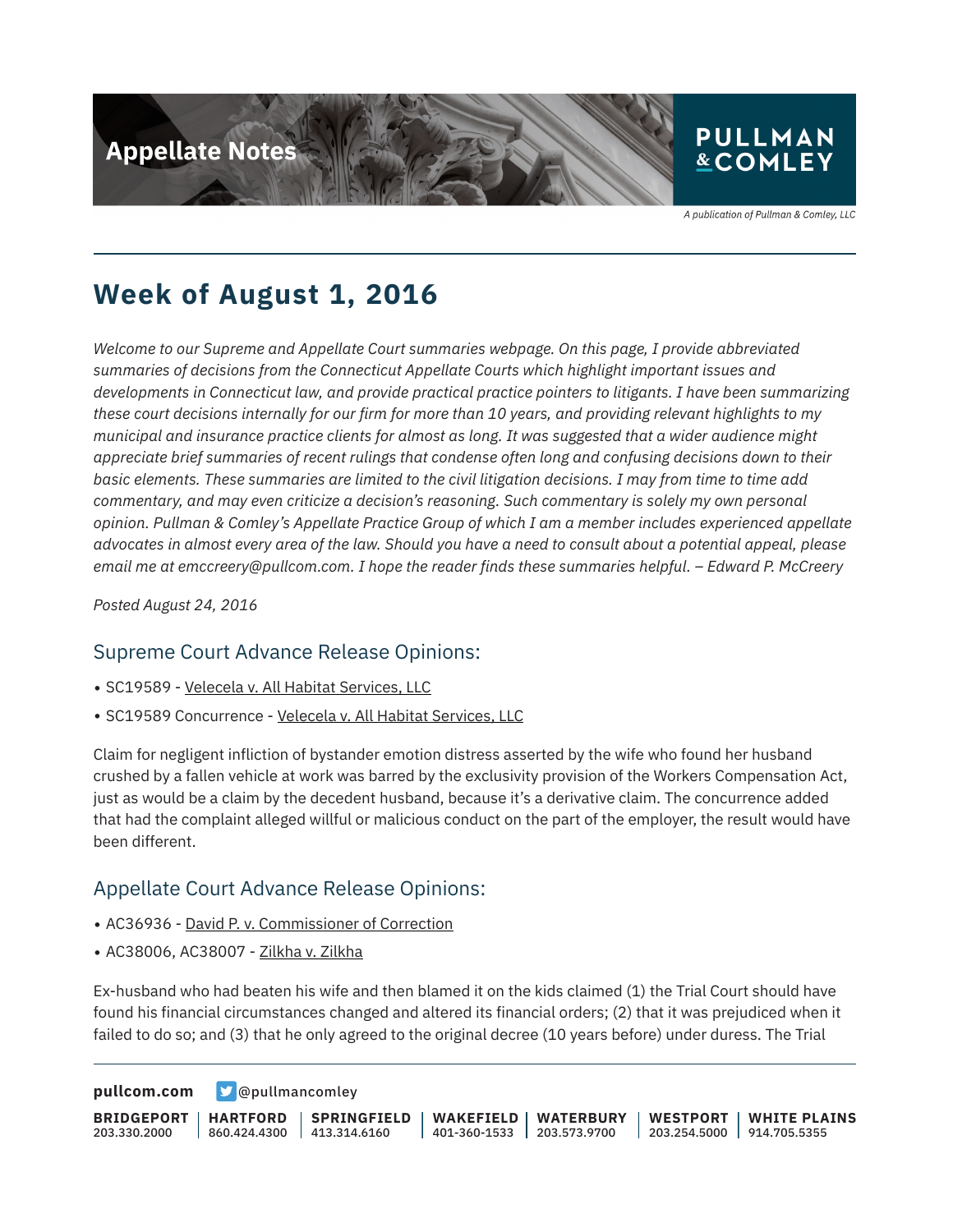# Appellate Notes

PULLMAN & COMLEY

*A publication of Pullman & Comley, LLC*

## Week of August 1, 2016

*Welcome to our Supreme and Appellate Court summaries webpage. On this page, I provide abbreviated summaries of decisions from the Connecticut Appellate Courts which highlight important issues and developments in Connecticut law, and provide practical practice pointers to litigants. I have been summarizing these court decisions internally for our firm for more than 10 years, and providing relevant highlights to my municipal and insurance practice clients for almost as long. It was suggested that a wider audience might appreciate brief summaries of recent rulings that condense often long and confusing decisions down to their basic elements. These summaries are limited to the civil litigation decisions. I may from time to time add commentary, and may even criticize a decision's reasoning. Such commentary is solely my own personal opinion. Pullman & Comley's Appellate Practice Group of which I am a member includes experienced appellate advocates in almost every area of the law. Should you have a need to consult about a potential appeal, please email me at emccreery@pullcom.com. I hope the reader finds these summaries helpful. – Edward P. McCreery*

*Posted August 24, 2016*

### Supreme Court Advance Release Opinions:

- SC19589 - Velecela v. All Habitat Services, LLC
- SC19589 Concurrence - Velecela v. All Habitat Services, LLC

Claim for negligent infliction of bystander emotion distress asserted by the wife who found her husband crushed by a fallen vehicle at work was barred by the exclusivity provision of the Workers Compensation Act, just as would be a claim by the decedent husband, because it's a derivative claim. The concurrence added that had the complaint alleged willful or malicious conduct on the part of the employer, the result would have been different.

### Appellate Court Advance Release Opinions:

- AC36936 - David P. v. Commissioner of Correction
- AC38006, AC38007 - Zilkha v. Zilkha

Ex-husband who had beaten his wife and then blamed it on the kids claimed (1) the Trial Court should have found his financial circumstances changed and altered its financial orders; (2) that it was prejudiced when it failed to do so; and (3) that he only agreed to the original decree (10 years before) under duress. The Trial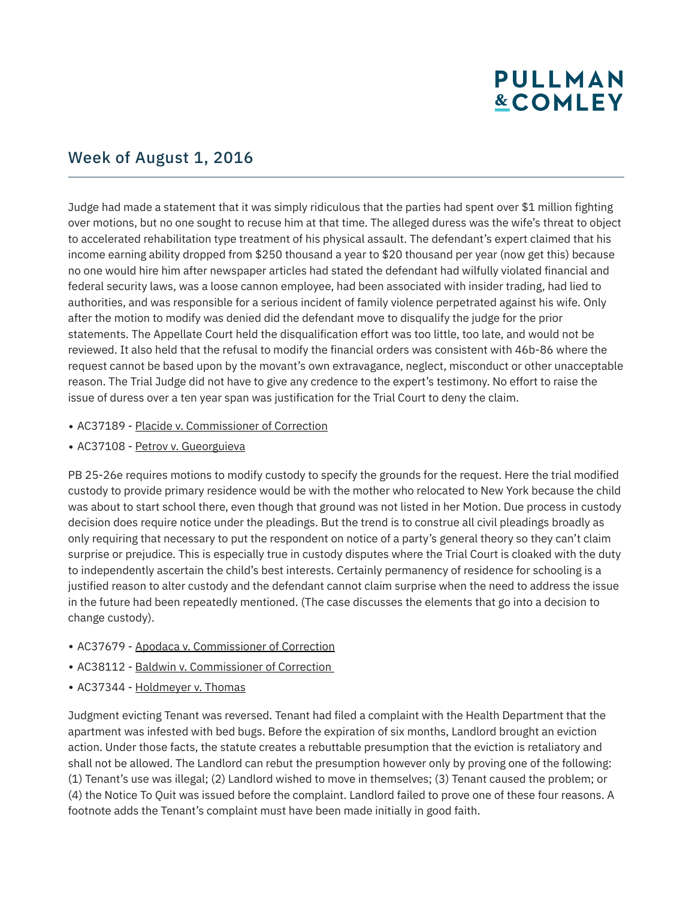## Week of August 1, 2016

Judge had made a statement that it was simply ridiculous that the parties had spent over $1 million fighting over motions, but no one sought to recuse him at that time. The alleged duress was the wife's threat to object to accelerated rehabilitation type treatment of his physical assault. The defendant's expert claimed that his income earning ability dropped from $250 thousand a year to $20 thousand per year (now get this) because no one would hire him after newspaper articles had stated the defendant had wilfully violated financial and federal security laws, was a loose cannon employee, had been associated with insider trading, had lied to authorities, and was responsible for a serious incident of family violence perpetrated against his wife. Only after the motion to modify was denied did the defendant move to disqualify the judge for the prior statements. The Appellate Court held the disqualification effort was too little, too late, and would not be reviewed. It also held that the refusal to modify the financial orders was consistent with 46b-86 where the request cannot be based upon by the movant's own extravagance, neglect, misconduct or other unacceptable reason. The Trial Judge did not have to give any credence to the expert's testimony. No effort to raise the issue of duress over a ten year span was justification for the Trial Court to deny the claim.

- AC37189 - Placide v. Commissioner of Correction
- AC37108 - Petrov v. Gueorguieva

PB 25-26e requires motions to modify custody to specify the grounds for the request. Here the trial modified custody to provide primary residence would be with the mother who relocated to New York because the child was about to start school there, even though that ground was not listed in her Motion. Due process in custody decision does require notice under the pleadings. But the trend is to construe all civil pleadings broadly as only requiring that necessary to put the respondent on notice of a party's general theory so they can't claim surprise or prejudice. This is especially true in custody disputes where the Trial Court is cloaked with the duty to independently ascertain the child's best interests. Certainly permanency of residence for schooling is a justified reason to alter custody and the defendant cannot claim surprise when the need to address the issue in the future had been repeatedly mentioned. (The case discusses the elements that go into a decision to change custody).

- AC37679 - Apodaca v. Commissioner of Correction
- AC38112 - Baldwin v. Commissioner of Correction
- AC37344 - Holdmeyer v. Thomas

Judgment evicting Tenant was reversed. Tenant had filed a complaint with the Health Department that the apartment was infested with bed bugs. Before the expiration of six months, Landlord brought an eviction action. Under those facts, the statute creates a rebuttable presumption that the eviction is retaliatory and shall not be allowed. The Landlord can rebut the presumption however only by proving one of the following: (1) Tenant's use was illegal; (2) Landlord wished to move in themselves; (3) Tenant caused the problem; or (4) the Notice To Quit was issued before the complaint. Landlord failed to prove one of these four reasons. A footnote adds the Tenant's complaint must have been made initially in good faith.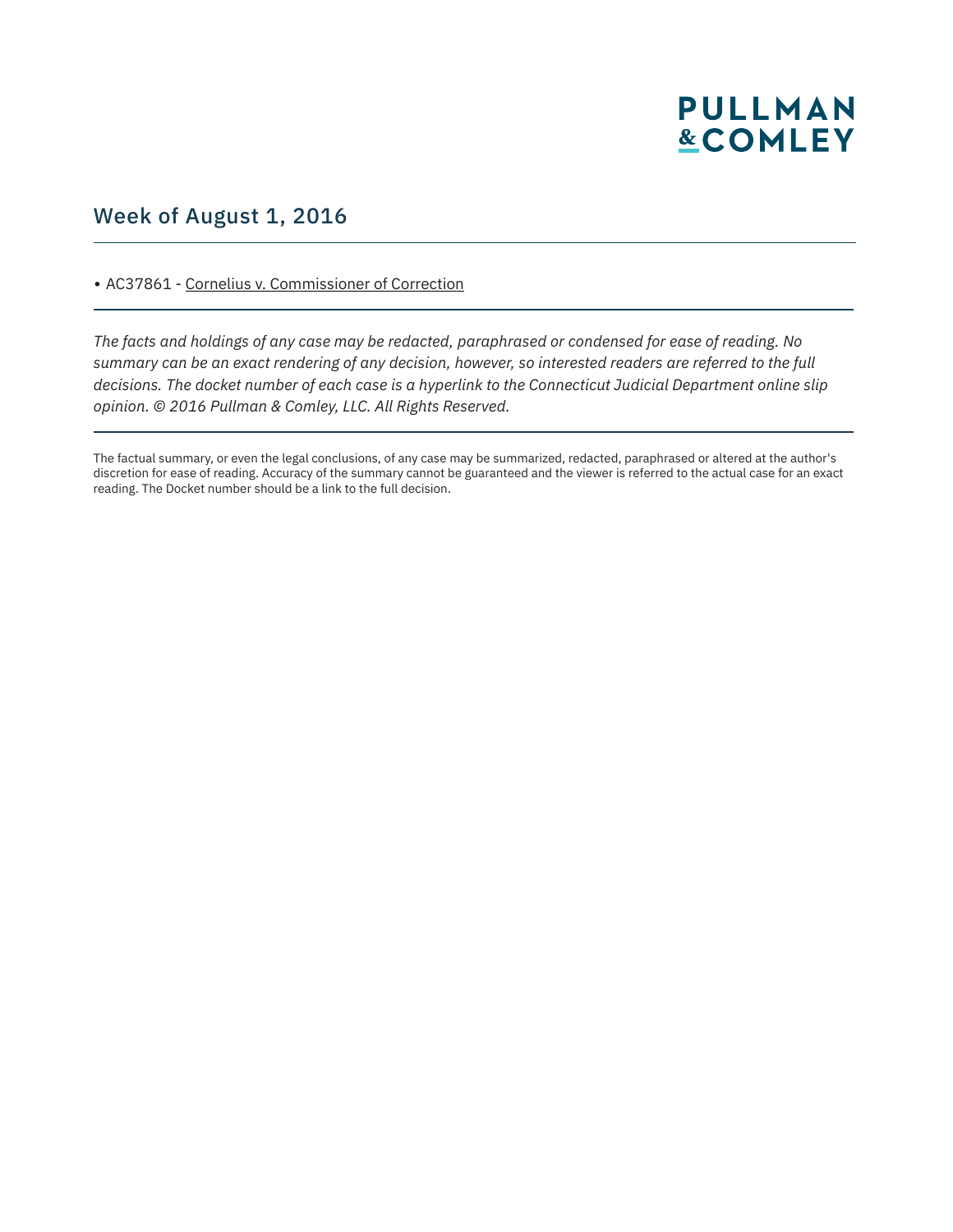## Week of August 1, 2016

- AC37861 - Cornelius v. Commissioner of Correction

*The facts and holdings of any case may be redacted, paraphrased or condensed for ease of reading. No summary can be an exact rendering of any decision, however, so interested readers are referred to the full decisions. The docket number of each case is a hyperlink to the Connecticut Judicial Department online slip opinion. © 2016 Pullman & Comley, LLC. All Rights Reserved.*

The factual summary, or even the legal conclusions, of any case may be summarized, redacted, paraphrased or altered at the author's discretion for ease of reading. Accuracy of the summary cannot be guaranteed and the viewer is referred to the actual case for an exact reading. The Docket number should be a link to the full decision.